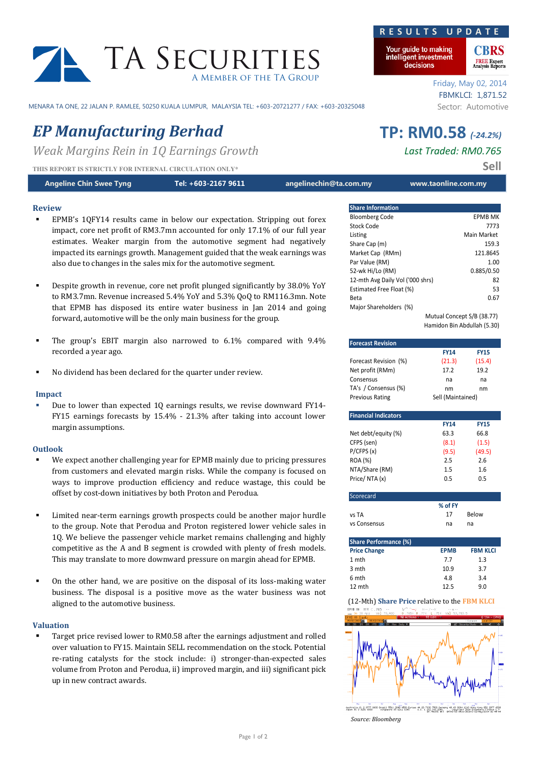**RESULTS UPDATE**

TA SECURITIES
A MEMBER OF THE TA GROUP

Friday, May 02, 2014
FBMKLCI: 1,871.52
Sector: Automotive

MENARA TA ONE, 22 JALAN P. RAMLEE, 50250 KUALA LUMPUR, MALAYSIA TEL: +603-20721277 / FAX: +603-20325048

# *EP Manufacturing Berhad*

*Weak Margins Rein in 1Q Earnings Growth*

**TP: RM0.58** *(-24.2%)*

*Last Traded: RM0.765*

**Sell**

THIS REPORT IS STRICTLY FOR INTERNAL CIRCULATION ONLY*

**Angeline Chin Swee Tyng** | **Tel: +603-2167 9611** | **angelinechin@ta.com.my** | **www.taonline.com.my**

## Review

- EPMB's 1QFY14 results came in below our expectation. Stripping out forex impact, core net profit of RM3.7mn accounted for only 17.1% of our full year estimates. Weaker margin from the automotive segment had negatively impacted its earnings growth. Management guided that the weak earnings was also due to changes in the sales mix for the automotive segment.
- Despite growth in revenue, core net profit plunged significantly by 38.0% YoY to RM3.7mn. Revenue increased 5.4% YoY and 5.3% QoQ to RM116.3mn. Note that EPMB has disposed its entire water business in Jan 2014 and going forward, automotive will be the only main business for the group.
- The group's EBIT margin also narrowed to 6.1% compared with 9.4% recorded a year ago.
- No dividend has been declared for the quarter under review.

## Impact

- Due to lower than expected 1Q earnings results, we revise downward FY14-FY15 earnings forecasts by 15.4% - 21.3% after taking into account lower margin assumptions.

## Outlook

- We expect another challenging year for EPMB mainly due to pricing pressures from customers and elevated margin risks. While the company is focused on ways to improve production efficiency and reduce wastage, this could be offset by cost-down initiatives by both Proton and Perodua.
- Limited near-term earnings growth prospects could be another major hurdle to the group. Note that Perodua and Proton registered lower vehicle sales in 1Q. We believe the passenger vehicle market remains challenging and highly competitive as the A and B segment is crowded with plenty of fresh models. This may translate to more downward pressure on margin ahead for EPMB.
- On the other hand, we are positive on the disposal of its loss-making water business. The disposal is a positive move as the water business was not aligned to the automotive business.

## Valuation

- Target price revised lower to RM0.58 after the earnings adjustment and rolled over valuation to FY15. Maintain SELL recommendation on the stock. Potential re-rating catalysts for the stock include: i) stronger-than-expected sales volume from Proton and Perodua, ii) improved margin, and iii) significant pick up in new contract awards.

| Share Information | |
|---|---|
| Bloomberg Code | EPMB MK |
| Stock Code | 7773 |
| Listing | Main Market |
| Share Cap (m) | 159.3 |
| Market Cap (RMm) | 121.8645 |
| Par Value (RM) | 1.00 |
| 52-wk Hi/Lo (RM) | 0.885/0.50 |
| 12-mth Avg Daily Vol ('000 shrs) | 82 |
| Estimated Free Float (%) | 53 |
| Beta | 0.67 |
| Major Shareholders (%) | |
| | Mutual Concept S/B (38.77) |
| | Hamidon Bin Abdullah (5.30) |

| Forecast Revision | FY14 | FY15 |
|---|---|---|
| Forecast Revision (%) | (21.3) | (15.4) |
| Net profit (RMm) | 17.2 | 19.2 |
| Consensus | na | na |
| TA's / Consensus (%) | nm | nm |
| Previous Rating | Sell (Maintained) | |

| Financial Indicators | FY14 | FY15 |
|---|---|---|
| Net debt/equity (%) | 63.3 | 66.8 |
| CFPS (sen) | (8.1) | (1.5) |
| P/CFPS (x) | (9.5) | (49.5) |
| ROA (%) | 2.5 | 2.6 |
| NTA/Share (RM) | 1.5 | 1.6 |
| Price/ NTA (x) | 0.5 | 0.5 |

| Scorecard | % of FY | |
|---|---|---|
| vs TA | 17 | Below |
| vs Consensus | na | na |

| Share Performance (%) | | |
|---|---|---|
| Price Change | EPMB | FBM KLCI |
| 1 mth | 7.7 | 1.3 |
| 3 mth | 10.9 | 3.7 |
| 6 mth | 4.8 | 3.4 |
| 12 mth | 12.5 | 9.0 |

(12-Mth) Share Price relative to the FBM KLCI

*Source: Bloomberg*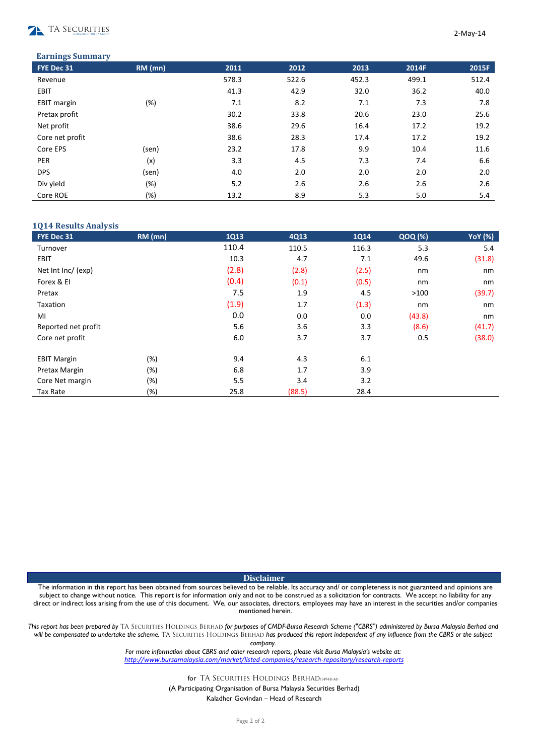## Earnings Summary

| FYE Dec 31 | RM (mn) | 2011 | 2012 | 2013 | 2014F | 2015F |
|---|---|---|---|---|---|---|
| Revenue | | 578.3 | 522.6 | 452.3 | 499.1 | 512.4 |
| EBIT | | 41.3 | 42.9 | 32.0 | 36.2 | 40.0 |
| EBIT margin | (%) | 7.1 | 8.2 | 7.1 | 7.3 | 7.8 |
| Pretax profit | | 30.2 | 33.8 | 20.6 | 23.0 | 25.6 |
| Net profit | | 38.6 | 29.6 | 16.4 | 17.2 | 19.2 |
| Core net profit | | 38.6 | 28.3 | 17.4 | 17.2 | 19.2 |
| Core EPS | (sen) | 23.2 | 17.8 | 9.9 | 10.4 | 11.6 |
| PER | (x) | 3.3 | 4.5 | 7.3 | 7.4 | 6.6 |
| DPS | (sen) | 4.0 | 2.0 | 2.0 | 2.0 | 2.0 |
| Div yield | (%) | 5.2 | 2.6 | 2.6 | 2.6 | 2.6 |
| Core ROE | (%) | 13.2 | 8.9 | 5.3 | 5.0 | 5.4 |

## 1Q14 Results Analysis

| FYE Dec 31 | RM (mn) | 1Q13 | 4Q13 | 1Q14 | QOQ (%) | YoY (%) |
|---|---|---|---|---|---|---|
| Turnover | | 110.4 | 110.5 | 116.3 | 5.3 | 5.4 |
| EBIT | | 10.3 | 4.7 | 7.1 | 49.6 | (31.8) |
| Net Int Inc/ (exp) | | (2.8) | (2.8) | (2.5) | nm | nm |
| Forex & EI | | (0.4) | (0.1) | (0.5) | nm | nm |
| Pretax | | 7.5 | 1.9 | 4.5 | >100 | (39.7) |
| Taxation | | (1.9) | 1.7 | (1.3) | nm | nm |
| MI | | 0.0 | 0.0 | 0.0 | (43.8) | nm |
| Reported net profit | | 5.6 | 3.6 | 3.3 | (8.6) | (41.7) |
| Core net profit | | 6.0 | 3.7 | 3.7 | 0.5 | (38.0) |
| | | | | | | |
| EBIT Margin | (%) | 9.4 | 4.3 | 6.1 | | |
| Pretax Margin | (%) | 6.8 | 1.7 | 3.9 | | |
| Core Net margin | (%) | 5.5 | 3.4 | 3.2 | | |
| Tax Rate | (%) | 25.8 | (88.5) | 28.4 | | |

### Disclaimer

The information in this report has been obtained from sources believed to be reliable. Its accuracy and/ or completeness is not guaranteed and opinions are subject to change without notice. This report is for information only and not to be construed as a solicitation for contracts. We accept no liability for any direct or indirect loss arising from the use of this document. We, our associates, directors, employees may have an interest in the securities and/or companies mentioned herein.

*This report has been prepared by* TA SECURITIES HOLDINGS BERHAD *for purposes of CMDF-Bursa Research Scheme ("CBRS") administered by Bursa Malaysia Berhad and will be compensated to undertake the scheme.* TA SECURITIES HOLDINGS BERHAD *has produced this report independent of any influence from the CBRS or the subject company.*

*For more information about CBRS and other research reports, please visit Bursa Malaysia's website at:*
*http://www.bursamalaysia.com/market/listed-companies/research-repository/research-reports*

for TA SECURITIES HOLDINGS BERHAD(14948-M)
(A Participating Organisation of Bursa Malaysia Securities Berhad)
Kaladher Govindan – Head of Research